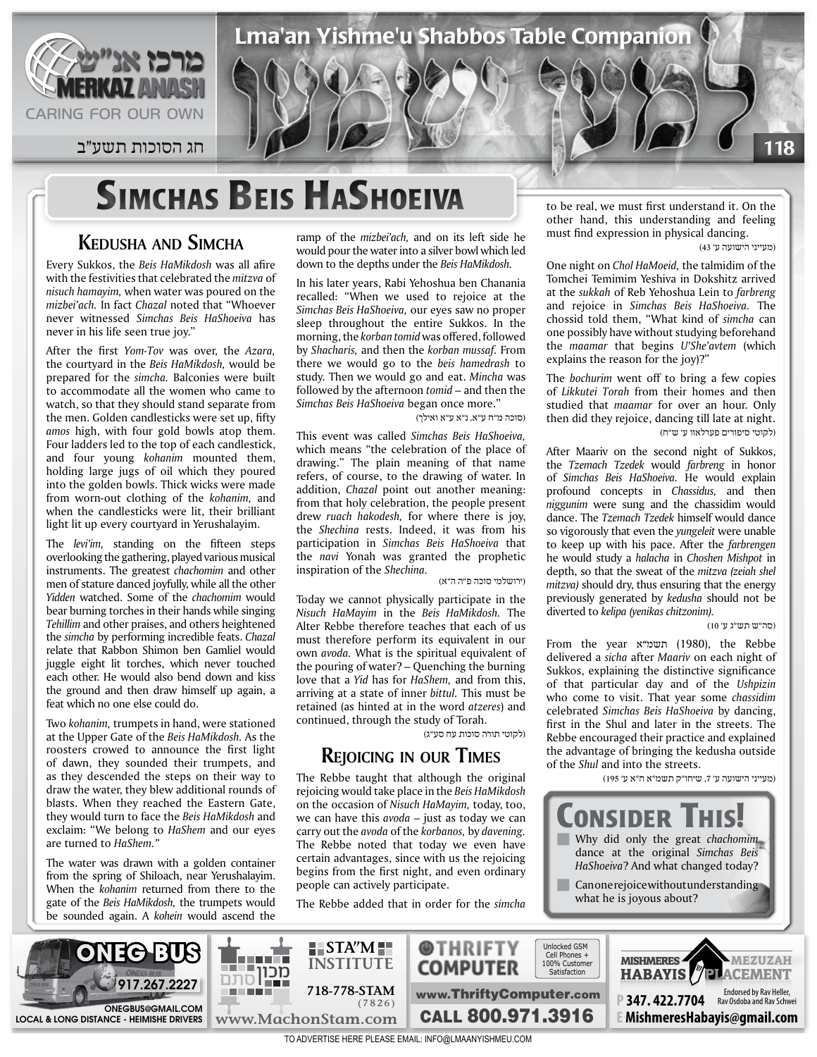# Simchas Beis HaShoeiva

## Kedusha and Simcha

Every Sukkos, the *Beis HaMikdosh* was all afire with the festivities that celebrated the *mitzva* of *nisuch hamayim,* when water was poured on the *mizbei'ach.* In fact *Chazal* noted that "Whoever never witnessed *Simchas Beis HaShoeiva* has never in his life seen true joy."

After the first *Yom-Tov* was over, the *Azara,* the courtyard in the *Beis HaMikdosh,* would be prepared for the *simcha.* Balconies were built to accommodate all the women who came to watch, so that they should stand separate from the men. Golden candlesticks were set up, fifty *amos* high, with four gold bowls atop them. Four ladders led to the top of each candlestick, and four young *kohanim* mounted them, holding large jugs of oil which they poured into the golden bowls. Thick wicks were made from worn-out clothing of the *kohanim,* and when the candlesticks were lit, their brilliant light lit up every courtyard in Yerushalayim.

The *levi'im,* standing on the fifteen steps overlooking the gathering, played various musical instruments. The greatest *chachomim* and other men of stature danced joyfully, while all the other *Yidden* watched. Some of the *chachomim* would bear burning torches in their hands while singing *Tehillim* and other praises, and others heightened the *simcha* by performing incredible feats. *Chazal* relate that Rabbon Shimon ben Gamliel would juggle eight lit torches, which never touched each other. He would also bend down and kiss the ground and then draw himself up again, a feat which no one else could do.

Two *kohanim,* trumpets in hand, were stationed at the Upper Gate of the *Beis HaMikdosh.* As the roosters crowed to announce the first light of dawn, they sounded their trumpets, and as they descended the steps on their way to draw the water, they blew additional rounds of blasts. When they reached the Eastern Gate, they would turn to face the *Beis HaMikdosh* and exclaim: "We belong to *HaShem* and our eyes are turned to *HaShem."*

The water was drawn with a golden container from the spring of Shiloach, near Yerushalayim. When the *kohanim* returned from there to the gate of the *Beis HaMikdosh,* the trumpets would be sounded again. A *kohein* would ascend the ramp of the *mizbei'ach,* and on its left side he would pour the water into a silver bowl which led down to the depths under the *Beis HaMikdosh.*

In his later years, Rabi Yehoshua ben Chanania recalled: "When we used to rejoice at the *Simchas Beis HaShoeiva,* our eyes saw no proper sleep throughout the entire Sukkos. In the morning, the *korban tomid* was offered, followed by *Shacharis,* and then the *korban mussaf.* From there we would go to the *beis hamedrash* to study. Then we would go and eat. *Mincha* was followed by the afternoon *tomid* – and then the *Simchas Beis HaShoeiva* began once more."

(סוכה מ"ח ע"א, נ"א ע"א ואילך)

This event was called *Simchas Beis HaShoeiva,* which means "the celebration of the place of drawing." The plain meaning of that name refers, of course, to the drawing of water. In addition, *Chazal* point out another meaning: from that holy celebration, the people present drew *ruach hakodesh,* for where there is joy, the *Shechina* rests. Indeed, it was from his participation in *Simchas Beis HaShoeiva* that the *navi* Yonah was granted the prophetic inspiration of the *Shechina.*

(ירושלמי סוכה פ"ה ה"א)

Today we cannot physically participate in the *Nisuch HaMayim* in the *Beis HaMikdosh.* The Alter Rebbe therefore teaches that each of us must therefore perform its equivalent in our own *avoda.* What is the spiritual equivalent of the pouring of water? – Quenching the burning love that a *Yid* has for *HaShem,* and from this, arriving at a state of inner *bittul.* This must be retained (as hinted at in the word *atzeres*) and continued, through the study of Torah.

(לקו"ת תורה סוכות עח סע"ג)

## Rejoicing in our Times

The Rebbe taught that although the original rejoicing would take place in the *Beis HaMikdosh* on the occasion of *Nisuch HaMayim,* today, too, we can have this *avoda* – just as today we can carry out the *avoda* of the *korbanos,* by *davening.* The Rebbe noted that today we even have certain advantages, since with us the rejoicing begins from the first night, and even ordinary people can actively participate.

The Rebbe added that in order for the *simcha* to be real, we must first understand it. On the other hand, this understanding and feeling must find expression in physical dancing.

(מעייני הישועה ע' 43)

One night on *Chol HaMoeid,* the talmidim of the Tomchei Temimim Yeshiva in Dokshitz arrived at the *sukkah* of Reb Yehoshua Lein to *farbreng* and rejoice in *Simchas Beis HaShoeiva.* The chossid told them, "What kind of *simcha* can one possibly have without studying beforehand the *maamar* that begins *U'She'avtem* (which explains the reason for the joy)?"

The *bochurim* went off to bring a few copies of *Likkutei Torah* from their homes and then studied that *maamar* for over an hour. Only then did they rejoice, dancing till late at night.

(לקוטי סיפורים פערלאוו ע' ש"ח)

After Maariv on the second night of Sukkos, the *Tzemach Tzedek* would *farbreng* in honor of *Simchas Beis HaShoeiva.* He would explain profound concepts in *Chassidus,* and then *niggunim* were sung and the chassidim would dance. The *Tzemach Tzedek* himself would dance so vigorously that even the *yungeleit* were unable to keep up with his pace. After the *farbrengen* he would study a *halacha* in *Choshen Mishpot* in depth, so that the sweat of the *mitzva (zeiah shel mitzva)* should dry, thus ensuring that the energy previously generated by *kedusha* should not be diverted to *kelipa (yenikas chitzonim).*

(סה"ש תש"ג ע' 10)

From the year תשמ"א (1980), the Rebbe delivered a *sicha* after *Maariv* on each night of Sukkos, explaining the distinctive significance of that particular day and of the *Ushpizin* who come to visit. That year some *chassidim* celebrated *Simchas Beis HaShoeiva* by dancing, first in the Shul and later in the streets. The Rebbe encouraged their practice and explained the advantage of bringing the kedusha outside of the *Shul* and into the streets.

(מעייני הישועה ע' 7, שיחו"ק תשמ"א ח"א ע' 195)

## Consider This!

- Why did only the great *chachomim* dance at the original *Simchas Beis HaShoeiva*? And what changed today?
- Can one rejoice without understanding what he is joyous about?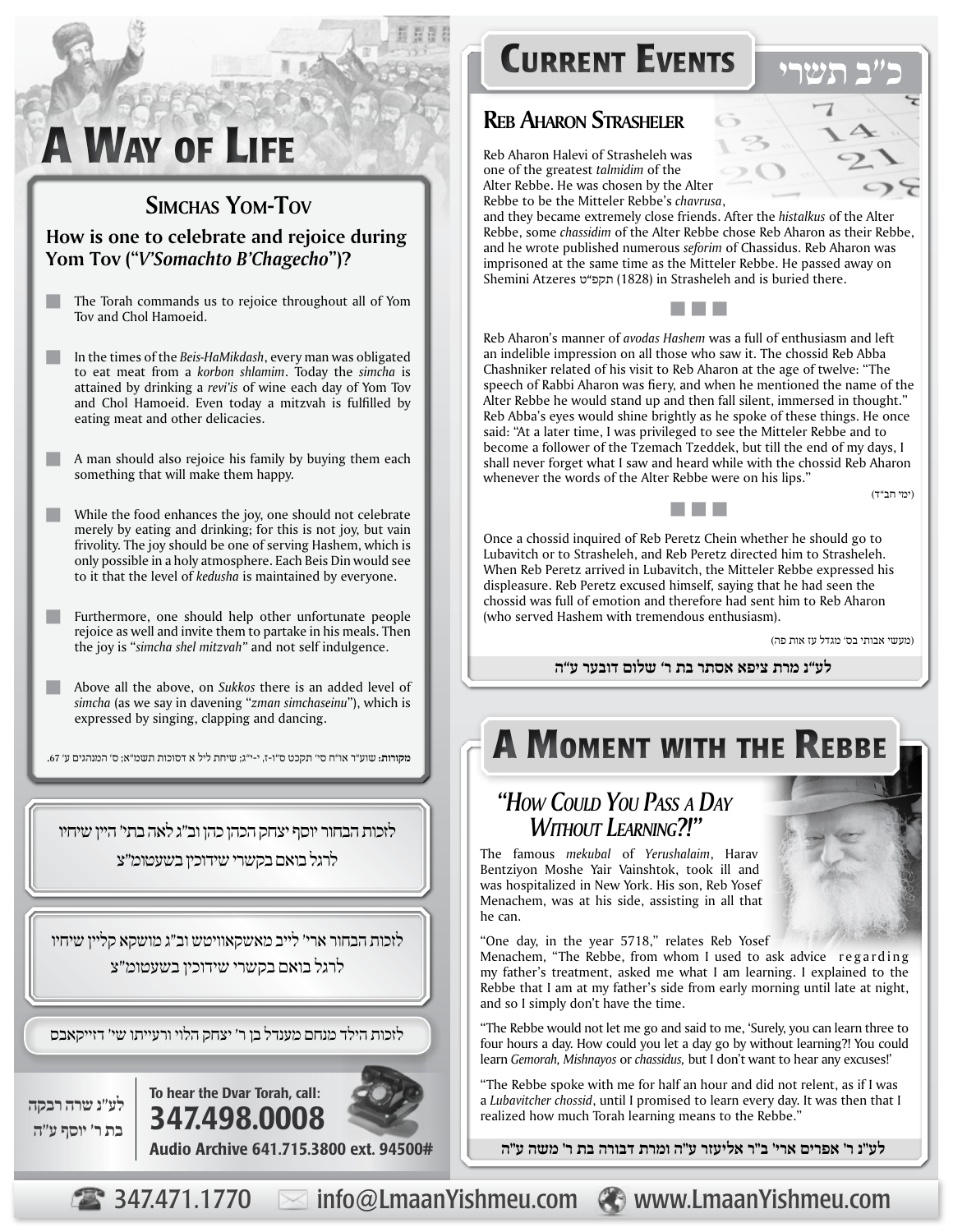# A Way of Life

## Simchas Yom-Tov

**How is one to celebrate and rejoice during Yom Tov ("*V'Somachto B'Chagecho*")?**

- The Torah commands us to rejoice throughout all of Yom Tov and Chol Hamoeid.
- In the times of the *Beis-HaMikdash*, every man was obligated to eat meat from a *korbon shlamim*. Today the *simcha* is attained by drinking a *revi'is* of wine each day of Yom Tov and Chol Hamoeid. Even today a mitzvah is fulfilled by eating meat and other delicacies.
- A man should also rejoice his family by buying them each something that will make them happy.
- While the food enhances the joy, one should not celebrate merely by eating and drinking; for this is not joy, but vain frivolity. The joy should be one of serving Hashem, which is only possible in a holy atmosphere. Each Beis Din would see to it that the level of *kedusha* is maintained by everyone.
- Furthermore, one should help other unfortunate people rejoice as well and invite them to partake in his meals. Then the joy is "*simcha shel mitzvah*" and not self indulgence.
- Above all the above, on *Sukkos* there is an added level of *simcha* (as we say in davening "*zman simchaseinu*"), which is expressed by singing, clapping and dancing.

**מקורות:** שוע"ר או"ח סי' תקכט ס"ו-ז, י-י"ג; שיחת ליל א דסוכות תשמ"א; ס' המנהגים ע' 67.

לזכות הבחור יוסף יצחק הכהן כהן וב"ג לאה בתי' היין שיחיו לרגל בואם בקשרי שידוכין בשעטומ"צ

לזכות הבחור ארי' לייב מאשקאוויטש וב"ג מושקא קליין שיחיו לרגל בואם בקשרי שידוכין בשעטומ"צ

לזכות הילד מנחם מענדל בן ר' יצחק הלוי ורעייתו שי' דזייקאבס

לע"נ שרה רבקה בת ר' יוסף ע"ה

**To hear the Dvar Torah, call: 347.498.0008**
**Audio Archive 641.715.3800 ext. 94500#**

# Current Events

## כ"ב תשרי

### Reb Aharon Strasheler

Reb Aharon Halevi of Strasheleh was one of the greatest *talmidim* of the Alter Rebbe. He was chosen by the Alter Rebbe to be the Mitteler Rebbe's *chavrusa*, and they became extremely close friends. After the *histalkus* of the Alter Rebbe, some *chassidim* of the Alter Rebbe chose Reb Aharon as their Rebbe, and he wrote published numerous *seforim* of Chassidus. Reb Aharon was imprisoned at the same time as the Mitteler Rebbe. He passed away on Shemini Atzeres תקפ"ט (1828) in Strasheleh and is buried there.

Reb Aharon's manner of *avodas Hashem* was a full of enthusiasm and left an indelible impression on all those who saw it. The chossid Reb Abba Chashniker related of his visit to Reb Aharon at the age of twelve: "The speech of Rabbi Aharon was fiery, and when he mentioned the name of the Alter Rebbe he would stand up and then fall silent, immersed in thought." Reb Abba's eyes would shine brightly as he spoke of these things. He once said: "At a later time, I was privileged to see the Mitteler Rebbe and to become a follower of the Tzemach Tzeddek, but till the end of my days, I shall never forget what I saw and heard while with the chossid Reb Aharon whenever the words of the Alter Rebbe were on his lips."

(ימי חב"ד)

Once a chossid inquired of Reb Peretz Chein whether he should go to Lubavitch or to Strasheleh, and Reb Peretz directed him to Strasheleh. When Reb Peretz arrived in Lubavitch, the Mitteler Rebbe expressed his displeasure. Reb Peretz excused himself, saying that he had seen the chossid was full of emotion and therefore had sent him to Reb Aharon (who served Hashem with tremendous enthusiasm).

(מעשי אבותי בס' מגדל עז אות פה)

לע"נ מרת ציפא אסתר בת ר' שלום דובער ע"ה

# A Moment with the Rebbe

## "How Could You Pass a Day Without Learning?!"

The famous *mekubal* of *Yerushalaim*, Harav Bentziyon Moshe Yair Vainshtok, took ill and was hospitalized in New York. His son, Reb Yosef Menachem, was at his side, assisting in all that he can.

"One day, in the year 5718," relates Reb Yosef Menachem, "The Rebbe, from whom I used to ask advice regarding my father's treatment, asked me what I am learning. I explained to the Rebbe that I am at my father's side from early morning until late at night, and so I simply don't have the time.

"The Rebbe would not let me go and said to me, 'Surely, you can learn three to four hours a day. How could you let a day go by without learning?! You could learn *Gemorah, Mishnayos* or *chassidus,* but I don't want to hear any excuses!'

"The Rebbe spoke with me for half an hour and did not relent, as if I was a *Lubavitcher chossid*, until I promised to learn every day. It was then that I realized how much Torah learning means to the Rebbe."

לע"נ ר' אפרים ארי' ב"ר אליעזר ע"ה ומרת דבורה בת ר' משה ע"ה

347.471.1770 | info@LmaanYishmeu.com | www.LmaanYishmeu.com